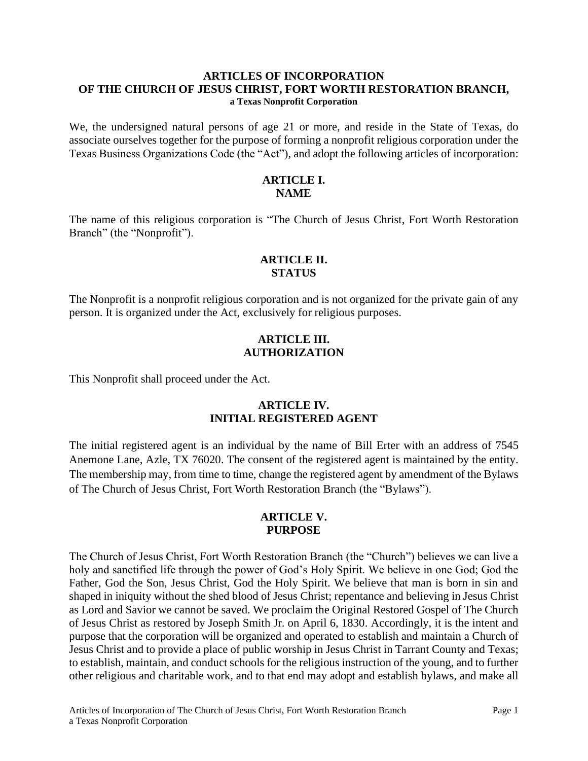# ARTICLES OF INCORPORATION OF THE CHURCH OF JESUS CHRIST, FORT WORTH RESTORATION BRANCH,

**a Texas Nonprofit Corporation**

We, the undersigned natural persons of age 21 or more, and reside in the State of Texas, do associate ourselves together for the purpose of forming a nonprofit religious corporation under the Texas Business Organizations Code (the "Act"), and adopt the following articles of incorporation:

## ARTICLE I. NAME

The name of this religious corporation is "The Church of Jesus Christ, Fort Worth Restoration Branch" (the "Nonprofit").

## ARTICLE II. STATUS

The Nonprofit is a nonprofit religious corporation and is not organized for the private gain of any person. It is organized under the Act, exclusively for religious purposes.

## ARTICLE III. AUTHORIZATION

This Nonprofit shall proceed under the Act.

## ARTICLE IV. INITIAL REGISTERED AGENT

The initial registered agent is an individual by the name of Bill Erter with an address of 7545 Anemone Lane, Azle, TX 76020. The consent of the registered agent is maintained by the entity. The membership may, from time to time, change the registered agent by amendment of the Bylaws of The Church of Jesus Christ, Fort Worth Restoration Branch (the "Bylaws").

## ARTICLE V. PURPOSE

The Church of Jesus Christ, Fort Worth Restoration Branch (the "Church") believes we can live a holy and sanctified life through the power of God's Holy Spirit. We believe in one God; God the Father, God the Son, Jesus Christ, God the Holy Spirit. We believe that man is born in sin and shaped in iniquity without the shed blood of Jesus Christ; repentance and believing in Jesus Christ as Lord and Savior we cannot be saved. We proclaim the Original Restored Gospel of The Church of Jesus Christ as restored by Joseph Smith Jr. on April 6, 1830. Accordingly, it is the intent and purpose that the corporation will be organized and operated to establish and maintain a Church of Jesus Christ and to provide a place of public worship in Jesus Christ in Tarrant County and Texas; to establish, maintain, and conduct schools for the religious instruction of the young, and to further other religious and charitable work, and to that end may adopt and establish bylaws, and make all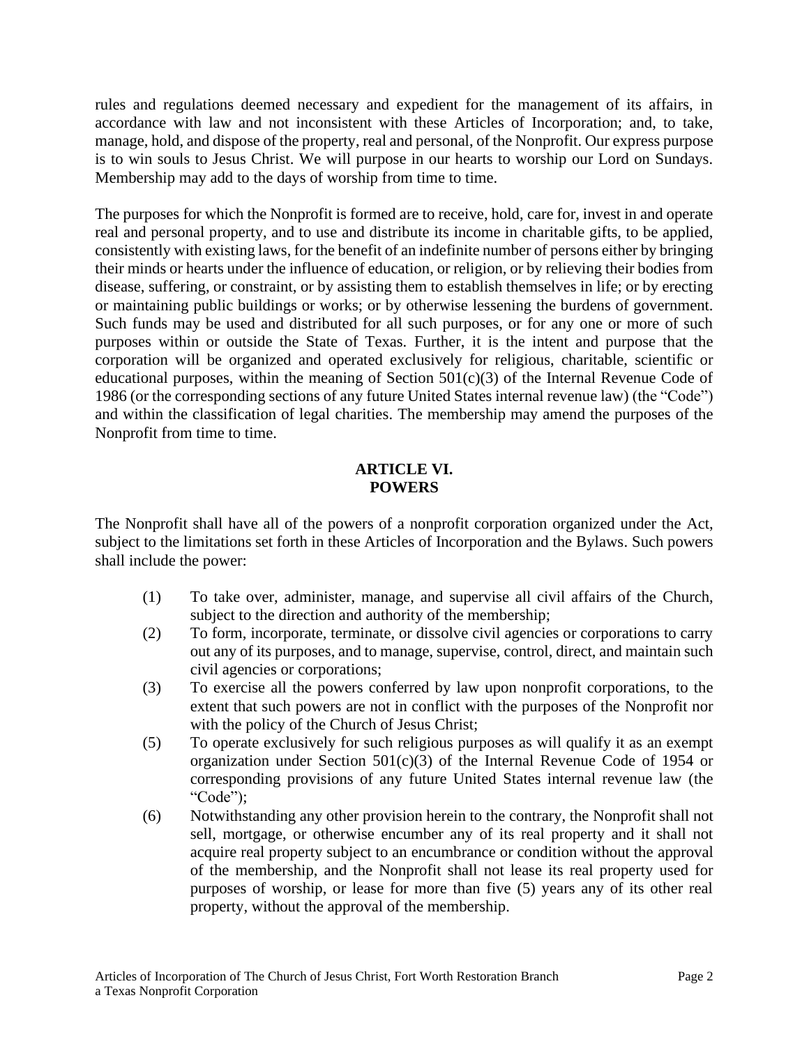rules and regulations deemed necessary and expedient for the management of its affairs, in accordance with law and not inconsistent with these Articles of Incorporation; and, to take, manage, hold, and dispose of the property, real and personal, of the Nonprofit. Our express purpose is to win souls to Jesus Christ. We will purpose in our hearts to worship our Lord on Sundays. Membership may add to the days of worship from time to time.

The purposes for which the Nonprofit is formed are to receive, hold, care for, invest in and operate real and personal property, and to use and distribute its income in charitable gifts, to be applied, consistently with existing laws, for the benefit of an indefinite number of persons either by bringing their minds or hearts under the influence of education, or religion, or by relieving their bodies from disease, suffering, or constraint, or by assisting them to establish themselves in life; or by erecting or maintaining public buildings or works; or by otherwise lessening the burdens of government. Such funds may be used and distributed for all such purposes, or for any one or more of such purposes within or outside the State of Texas. Further, it is the intent and purpose that the corporation will be organized and operated exclusively for religious, charitable, scientific or educational purposes, within the meaning of Section 501(c)(3) of the Internal Revenue Code of 1986 (or the corresponding sections of any future United States internal revenue law) (the "Code") and within the classification of legal charities. The membership may amend the purposes of the Nonprofit from time to time.

## ARTICLE VI. POWERS

The Nonprofit shall have all of the powers of a nonprofit corporation organized under the Act, subject to the limitations set forth in these Articles of Incorporation and the Bylaws. Such powers shall include the power:

(1) To take over, administer, manage, and supervise all civil affairs of the Church, subject to the direction and authority of the membership;

(2) To form, incorporate, terminate, or dissolve civil agencies or corporations to carry out any of its purposes, and to manage, supervise, control, direct, and maintain such civil agencies or corporations;

(3) To exercise all the powers conferred by law upon nonprofit corporations, to the extent that such powers are not in conflict with the purposes of the Nonprofit nor with the policy of the Church of Jesus Christ;

(5) To operate exclusively for such religious purposes as will qualify it as an exempt organization under Section 501(c)(3) of the Internal Revenue Code of 1954 or corresponding provisions of any future United States internal revenue law (the "Code");

(6) Notwithstanding any other provision herein to the contrary, the Nonprofit shall not sell, mortgage, or otherwise encumber any of its real property and it shall not acquire real property subject to an encumbrance or condition without the approval of the membership, and the Nonprofit shall not lease its real property used for purposes of worship, or lease for more than five (5) years any of its other real property, without the approval of the membership.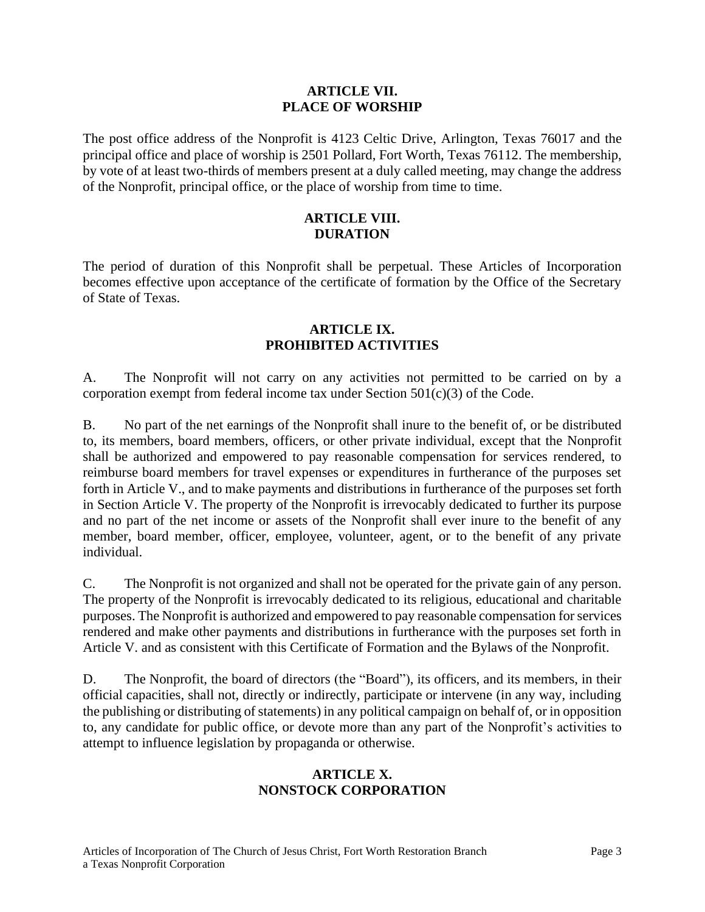## ARTICLE VII.
## PLACE OF WORSHIP

The post office address of the Nonprofit is 4123 Celtic Drive, Arlington, Texas 76017 and the principal office and place of worship is 2501 Pollard, Fort Worth, Texas 76112. The membership, by vote of at least two-thirds of members present at a duly called meeting, may change the address of the Nonprofit, principal office, or the place of worship from time to time.

## ARTICLE VIII.
## DURATION

The period of duration of this Nonprofit shall be perpetual. These Articles of Incorporation becomes effective upon acceptance of the certificate of formation by the Office of the Secretary of State of Texas.

## ARTICLE IX.
## PROHIBITED ACTIVITIES

A. The Nonprofit will not carry on any activities not permitted to be carried on by a corporation exempt from federal income tax under Section 501(c)(3) of the Code.

B. No part of the net earnings of the Nonprofit shall inure to the benefit of, or be distributed to, its members, board members, officers, or other private individual, except that the Nonprofit shall be authorized and empowered to pay reasonable compensation for services rendered, to reimburse board members for travel expenses or expenditures in furtherance of the purposes set forth in Article V., and to make payments and distributions in furtherance of the purposes set forth in Section Article V. The property of the Nonprofit is irrevocably dedicated to further its purpose and no part of the net income or assets of the Nonprofit shall ever inure to the benefit of any member, board member, officer, employee, volunteer, agent, or to the benefit of any private individual.

C. The Nonprofit is not organized and shall not be operated for the private gain of any person. The property of the Nonprofit is irrevocably dedicated to its religious, educational and charitable purposes. The Nonprofit is authorized and empowered to pay reasonable compensation for services rendered and make other payments and distributions in furtherance with the purposes set forth in Article V. and as consistent with this Certificate of Formation and the Bylaws of the Nonprofit.

D. The Nonprofit, the board of directors (the "Board"), its officers, and its members, in their official capacities, shall not, directly or indirectly, participate or intervene (in any way, including the publishing or distributing of statements) in any political campaign on behalf of, or in opposition to, any candidate for public office, or devote more than any part of the Nonprofit's activities to attempt to influence legislation by propaganda or otherwise.

## ARTICLE X.
## NONSTOCK CORPORATION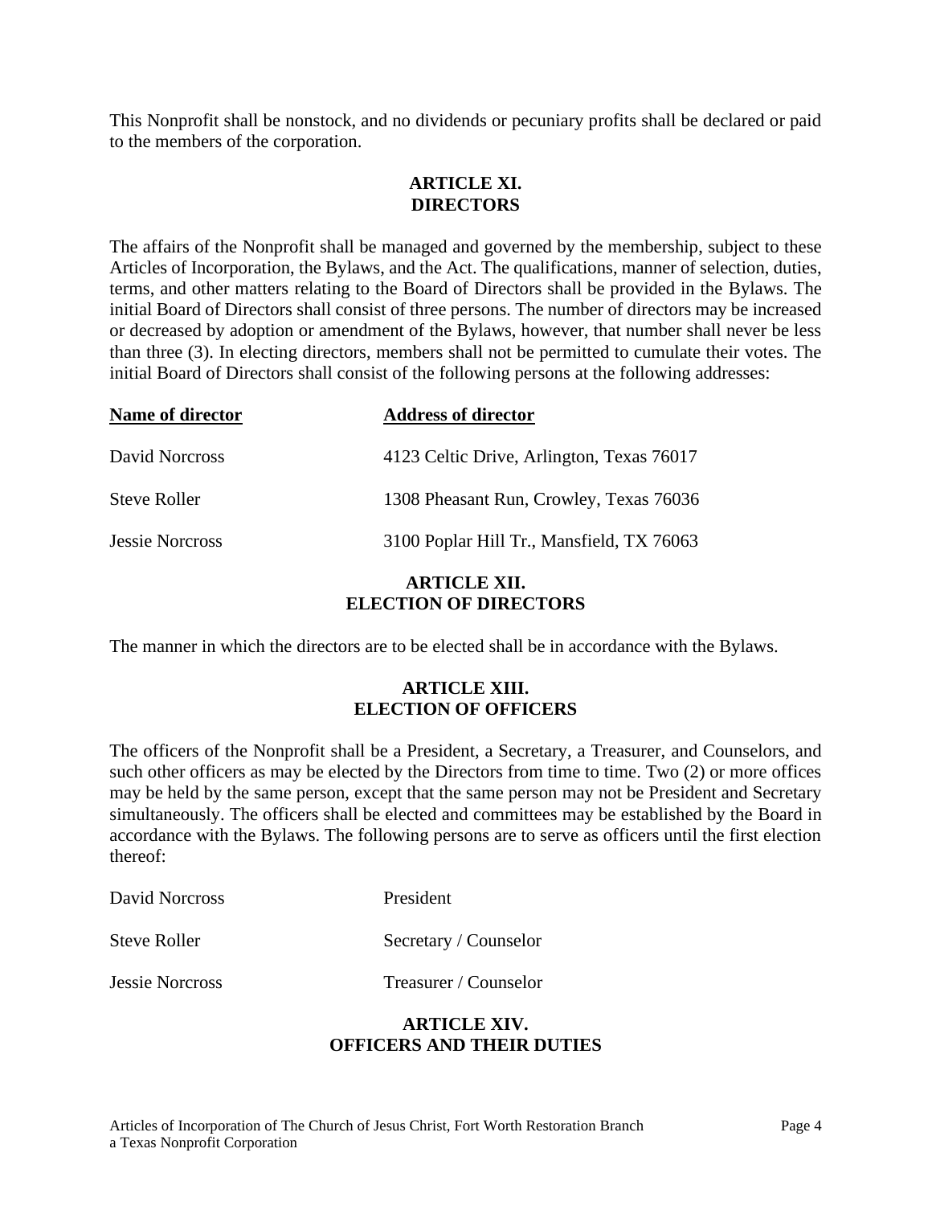This Nonprofit shall be nonstock, and no dividends or pecuniary profits shall be declared or paid to the members of the corporation.

## ARTICLE XI.
## DIRECTORS

The affairs of the Nonprofit shall be managed and governed by the membership, subject to these Articles of Incorporation, the Bylaws, and the Act. The qualifications, manner of selection, duties, terms, and other matters relating to the Board of Directors shall be provided in the Bylaws. The initial Board of Directors shall consist of three persons. The number of directors may be increased or decreased by adoption or amendment of the Bylaws, however, that number shall never be less than three (3). In electing directors, members shall not be permitted to cumulate their votes. The initial Board of Directors shall consist of the following persons at the following addresses:

| Name of director | Address of director |
| --- | --- |
| David Norcross | 4123 Celtic Drive, Arlington, Texas 76017 |
| Steve Roller | 1308 Pheasant Run, Crowley, Texas 76036 |
| Jessie Norcross | 3100 Poplar Hill Tr., Mansfield, TX 76063 |

## ARTICLE XII.
## ELECTION OF DIRECTORS

The manner in which the directors are to be elected shall be in accordance with the Bylaws.

## ARTICLE XIII.
## ELECTION OF OFFICERS

The officers of the Nonprofit shall be a President, a Secretary, a Treasurer, and Counselors, and such other officers as may be elected by the Directors from time to time. Two (2) or more offices may be held by the same person, except that the same person may not be President and Secretary simultaneously. The officers shall be elected and committees may be established by the Board in accordance with the Bylaws. The following persons are to serve as officers until the first election thereof:

| | |
| --- | --- |
| David Norcross | President |
| Steve Roller | Secretary / Counselor |
| Jessie Norcross | Treasurer / Counselor |

## ARTICLE XIV.
## OFFICERS AND THEIR DUTIES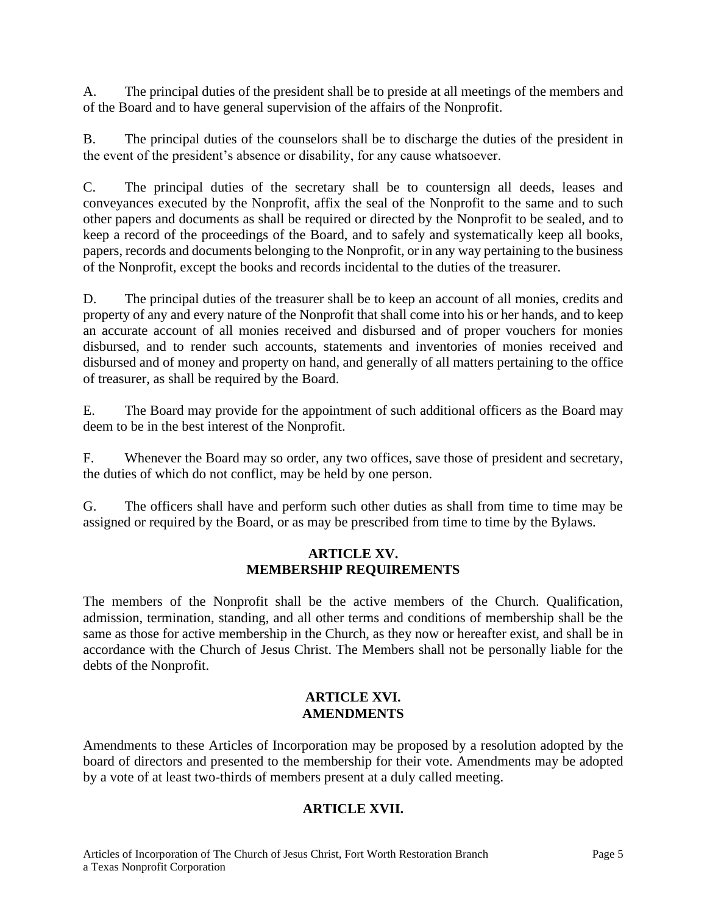A. The principal duties of the president shall be to preside at all meetings of the members and of the Board and to have general supervision of the affairs of the Nonprofit.

B. The principal duties of the counselors shall be to discharge the duties of the president in the event of the president's absence or disability, for any cause whatsoever.

C. The principal duties of the secretary shall be to countersign all deeds, leases and conveyances executed by the Nonprofit, affix the seal of the Nonprofit to the same and to such other papers and documents as shall be required or directed by the Nonprofit to be sealed, and to keep a record of the proceedings of the Board, and to safely and systematically keep all books, papers, records and documents belonging to the Nonprofit, or in any way pertaining to the business of the Nonprofit, except the books and records incidental to the duties of the treasurer.

D. The principal duties of the treasurer shall be to keep an account of all monies, credits and property of any and every nature of the Nonprofit that shall come into his or her hands, and to keep an accurate account of all monies received and disbursed and of proper vouchers for monies disbursed, and to render such accounts, statements and inventories of monies received and disbursed and of money and property on hand, and generally of all matters pertaining to the office of treasurer, as shall be required by the Board.

E. The Board may provide for the appointment of such additional officers as the Board may deem to be in the best interest of the Nonprofit.

F. Whenever the Board may so order, any two offices, save those of president and secretary, the duties of which do not conflict, may be held by one person.

G. The officers shall have and perform such other duties as shall from time to time may be assigned or required by the Board, or as may be prescribed from time to time by the Bylaws.

## ARTICLE XV.
## MEMBERSHIP REQUIREMENTS

The members of the Nonprofit shall be the active members of the Church. Qualification, admission, termination, standing, and all other terms and conditions of membership shall be the same as those for active membership in the Church, as they now or hereafter exist, and shall be in accordance with the Church of Jesus Christ. The Members shall not be personally liable for the debts of the Nonprofit.

## ARTICLE XVI.
## AMENDMENTS

Amendments to these Articles of Incorporation may be proposed by a resolution adopted by the board of directors and presented to the membership for their vote. Amendments may be adopted by a vote of at least two-thirds of members present at a duly called meeting.

## ARTICLE XVII.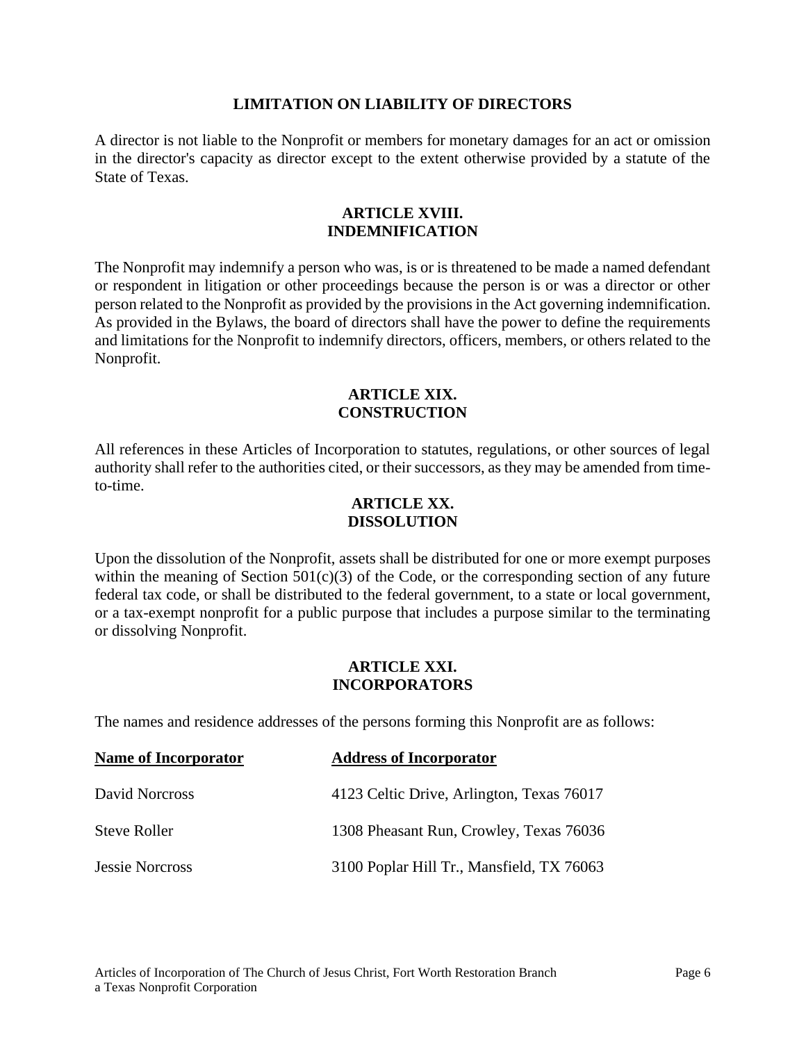## LIMITATION ON LIABILITY OF DIRECTORS

A director is not liable to the Nonprofit or members for monetary damages for an act or omission in the director's capacity as director except to the extent otherwise provided by a statute of the State of Texas.

## ARTICLE XVIII. INDEMNIFICATION

The Nonprofit may indemnify a person who was, is or is threatened to be made a named defendant or respondent in litigation or other proceedings because the person is or was a director or other person related to the Nonprofit as provided by the provisions in the Act governing indemnification. As provided in the Bylaws, the board of directors shall have the power to define the requirements and limitations for the Nonprofit to indemnify directors, officers, members, or others related to the Nonprofit.

## ARTICLE XIX. CONSTRUCTION

All references in these Articles of Incorporation to statutes, regulations, or other sources of legal authority shall refer to the authorities cited, or their successors, as they may be amended from time-to-time.

## ARTICLE XX. DISSOLUTION

Upon the dissolution of the Nonprofit, assets shall be distributed for one or more exempt purposes within the meaning of Section 501(c)(3) of the Code, or the corresponding section of any future federal tax code, or shall be distributed to the federal government, to a state or local government, or a tax-exempt nonprofit for a public purpose that includes a purpose similar to the terminating or dissolving Nonprofit.

## ARTICLE XXI. INCORPORATORS

The names and residence addresses of the persons forming this Nonprofit are as follows:

| Name of Incorporator | Address of Incorporator |
|---|---|
| David Norcross | 4123 Celtic Drive, Arlington, Texas 76017 |
| Steve Roller | 1308 Pheasant Run, Crowley, Texas 76036 |
| Jessie Norcross | 3100 Poplar Hill Tr., Mansfield, TX 76063 |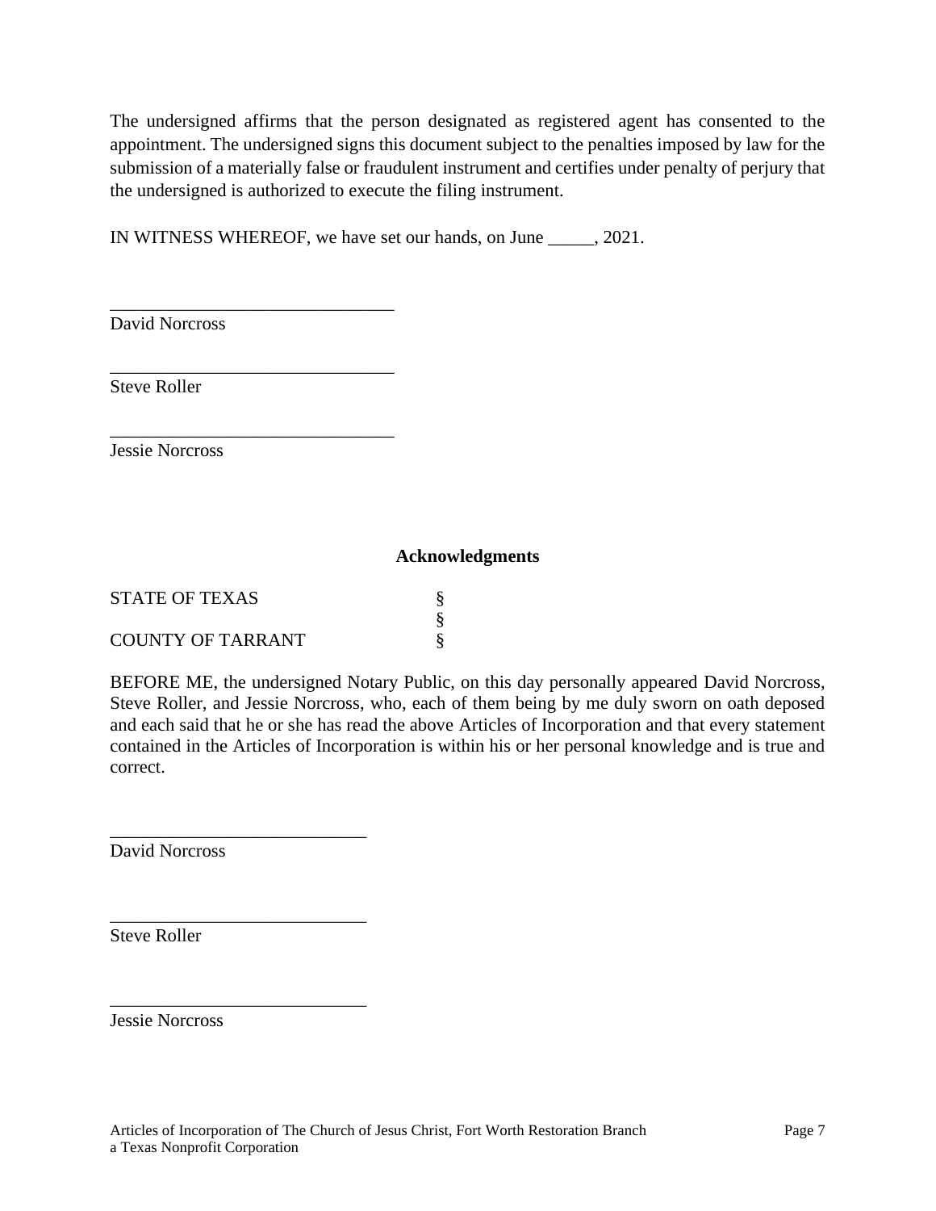The undersigned affirms that the person designated as registered agent has consented to the appointment. The undersigned signs this document subject to the penalties imposed by law for the submission of a materially false or fraudulent instrument and certifies under penalty of perjury that the undersigned is authorized to execute the filing instrument.

IN WITNESS WHEREOF, we have set our hands, on June _____, 2021.

_______________________________
David Norcross

_______________________________
Steve Roller

_______________________________
Jessie Norcross

**Acknowledgments**

STATE OF TEXAS §
§
COUNTY OF TARRANT §

BEFORE ME, the undersigned Notary Public, on this day personally appeared David Norcross, Steve Roller, and Jessie Norcross, who, each of them being by me duly sworn on oath deposed and each said that he or she has read the above Articles of Incorporation and that every statement contained in the Articles of Incorporation is within his or her personal knowledge and is true and correct.

____________________________
David Norcross

____________________________
Steve Roller

____________________________
Jessie Norcross